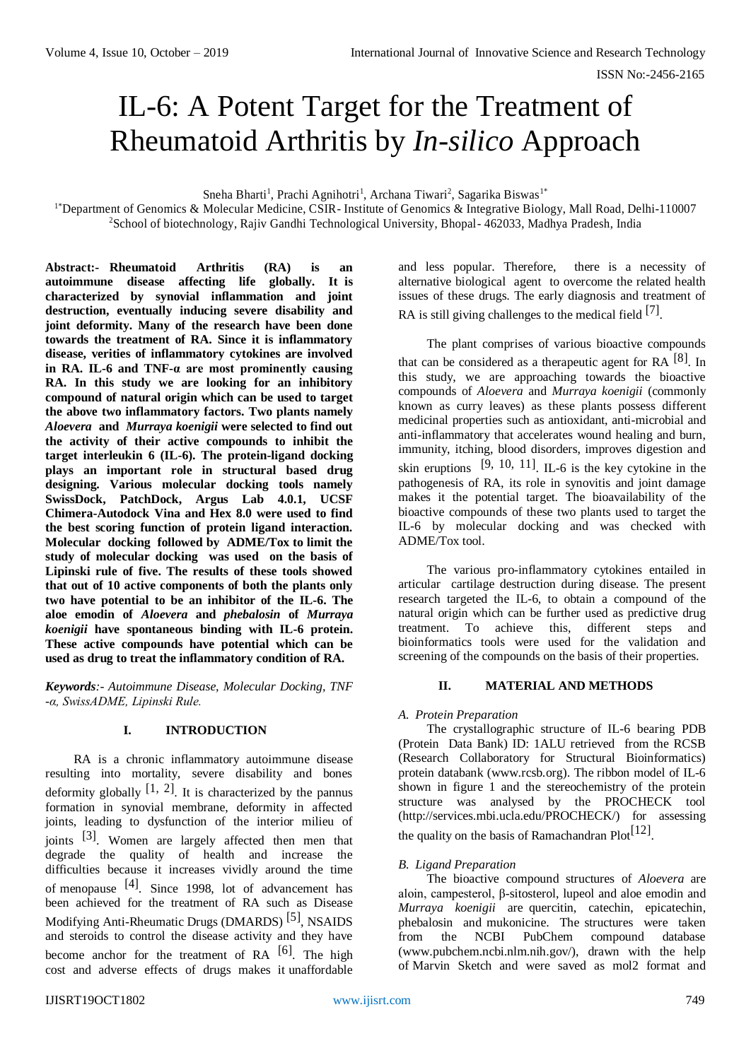# IL-6: A Potent Target for the Treatment of Rheumatoid Arthritis by *In-silico* Approach

Sneha Bharti[1], Prachi Agnihotri[1], Archana Tiwari[2], Sagarika Biswas[1*]

[1*]Department of Genomics & Molecular Medicine, CSIR- Institute of Genomics & Integrative Biology, Mall Road, Delhi-110007
[2]School of biotechnology, Rajiv Gandhi Technological University, Bhopal- 462033, Madhya Pradesh, India

**Abstract:- Rheumatoid Arthritis (RA) is an autoimmune disease affecting life globally. It is characterized by synovial inflammation and joint destruction, eventually inducing severe disability and joint deformity. Many of the research have been done towards the treatment of RA. Since it is inflammatory disease, verities of inflammatory cytokines are involved in RA. IL-6 and TNF-α are most prominently causing RA. In this study we are looking for an inhibitory compound of natural origin which can be used to target the above two inflammatory factors. Two plants namely *Aloevera* and *Murraya koenigii* were selected to find out the activity of their active compounds to inhibit the target interleukin 6 (IL-6). The protein-ligand docking plays an important role in structural based drug designing. Various molecular docking tools namely SwissDock, PatchDock, Argus Lab 4.0.1, UCSF Chimera-Autodock Vina and Hex 8.0 were used to find the best scoring function of protein ligand interaction. Molecular docking followed by ADME/Tox to limit the study of molecular docking was used on the basis of Lipinski rule of five. The results of these tools showed that out of 10 active components of both the plants only two have potential to be an inhibitor of the IL-6. The aloe emodin of *Aloevera* and *phebalosin* of *Murraya koenigii* have spontaneous binding with IL-6 protein. These active compounds have potential which can be used as drug to treat the inflammatory condition of RA.**

***Keywords****:- Autoimmune Disease, Molecular Docking, TNF -α, SwissADME, Lipinski Rule.*

## I. INTRODUCTION

RA is a chronic inflammatory autoimmune disease resulting into mortality, severe disability and bones deformity globally [1, 2]. It is characterized by the pannus formation in synovial membrane, deformity in affected joints, leading to dysfunction of the interior milieu of joints [3]. Women are largely affected then men that degrade the quality of health and increase the difficulties because it increases vividly around the time of menopause [4]. Since 1998, lot of advancement has been achieved for the treatment of RA such as Disease Modifying Anti-Rheumatic Drugs (DMARDS) [5], NSAIDS and steroids to control the disease activity and they have become anchor for the treatment of RA [6]. The high cost and adverse effects of drugs makes it unaffordable and less popular. Therefore, there is a necessity of alternative biological agent to overcome the related health issues of these drugs. The early diagnosis and treatment of RA is still giving challenges to the medical field [7].

The plant comprises of various bioactive compounds that can be considered as a therapeutic agent for RA [8]. In this study, we are approaching towards the bioactive compounds of *Aloevera* and *Murraya koenigii* (commonly known as curry leaves) as these plants possess different medicinal properties such as antioxidant, anti-microbial and anti-inflammatory that accelerates wound healing and burn, immunity, itching, blood disorders, improves digestion and skin eruptions [9, 10, 11]. IL-6 is the key cytokine in the pathogenesis of RA, its role in synovitis and joint damage makes it the potential target. The bioavailability of the bioactive compounds of these two plants used to target the IL-6 by molecular docking and was checked with ADME/Tox tool.

The various pro-inflammatory cytokines entailed in articular cartilage destruction during disease. The present research targeted the IL-6, to obtain a compound of the natural origin which can be further used as predictive drug treatment. To achieve this, different steps and bioinformatics tools were used for the validation and screening of the compounds on the basis of their properties.

## II. MATERIAL AND METHODS

### *A. Protein Preparation*

The crystallographic structure of IL-6 bearing PDB (Protein Data Bank) ID: 1ALU retrieved from the RCSB (Research Collaboratory for Structural Bioinformatics) protein databank (www.rcsb.org). The ribbon model of IL-6 shown in figure 1 and the stereochemistry of the protein structure was analysed by the PROCHECK tool (http://services.mbi.ucla.edu/PROCHECK/) for assessing the quality on the basis of Ramachandran Plot[12].

### *B. Ligand Preparation*

The bioactive compound structures of *Aloevera* are aloin, campesterol, β-sitosterol, lupeol and aloe emodin and *Murraya koenigii* are quercitin, catechin, epicatechin, phebalosin and mukonicine. The structures were taken from the NCBI PubChem compound database (www.pubchem.ncbi.nlm.nih.gov/), drawn with the help of Marvin Sketch and were saved as mol2 format and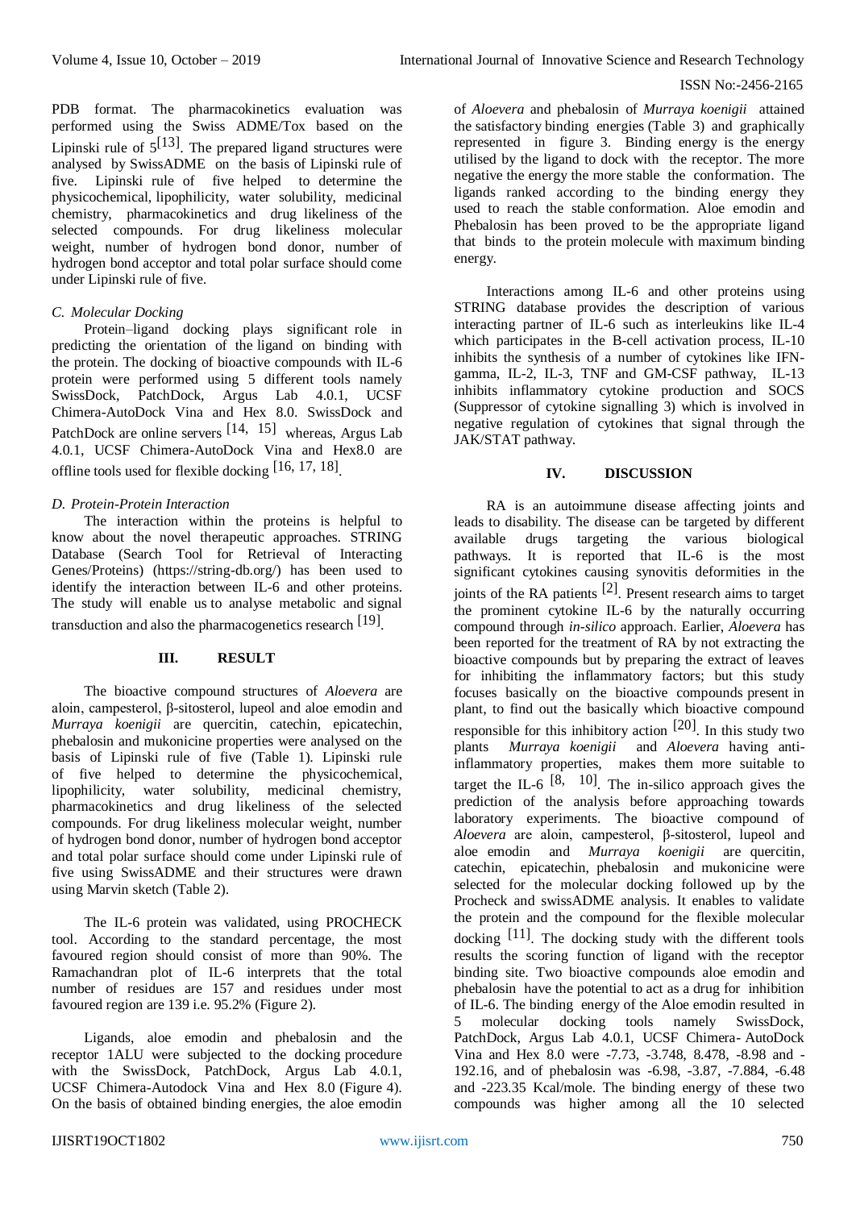PDB format. The pharmacokinetics evaluation was performed using the Swiss ADME/Tox based on the Lipinski rule of 5[13]. The prepared ligand structures were analysed by SwissADME on the basis of Lipinski rule of five. Lipinski rule of five helped to determine the physicochemical, lipophilicity, water solubility, medicinal chemistry, pharmacokinetics and drug likeliness of the selected compounds. For drug likeliness molecular weight, number of hydrogen bond donor, number of hydrogen bond acceptor and total polar surface should come under Lipinski rule of five.

### *C. Molecular Docking*

Protein–ligand docking plays significant role in predicting the orientation of the ligand on binding with the protein. The docking of bioactive compounds with IL-6 protein were performed using 5 different tools namely SwissDock, PatchDock, Argus Lab 4.0.1, UCSF Chimera-AutoDock Vina and Hex 8.0. SwissDock and PatchDock are online servers [14, 15] whereas, Argus Lab 4.0.1, UCSF Chimera-AutoDock Vina and Hex8.0 are offline tools used for flexible docking [16, 17, 18].

### *D. Protein-Protein Interaction*

The interaction within the proteins is helpful to know about the novel therapeutic approaches. STRING Database (Search Tool for Retrieval of Interacting Genes/Proteins) (https://string-db.org/) has been used to identify the interaction between IL-6 and other proteins. The study will enable us to analyse metabolic and signal transduction and also the pharmacogenetics research [19].

## III. RESULT

The bioactive compound structures of *Aloevera* are aloin, campesterol, β-sitosterol, lupeol and aloe emodin and *Murraya koenigii* are quercitin, catechin, epicatechin, phebalosin and mukonicine properties were analysed on the basis of Lipinski rule of five (Table 1). Lipinski rule of five helped to determine the physicochemical, lipophilicity, water solubility, medicinal chemistry, pharmacokinetics and drug likeliness of the selected compounds. For drug likeliness molecular weight, number of hydrogen bond donor, number of hydrogen bond acceptor and total polar surface should come under Lipinski rule of five using SwissADME and their structures were drawn using Marvin sketch (Table 2).

The IL-6 protein was validated, using PROCHECK tool. According to the standard percentage, the most favoured region should consist of more than 90%. The Ramachandran plot of IL-6 interprets that the total number of residues are 157 and residues under most favoured region are 139 i.e. 95.2% (Figure 2).

Ligands, aloe emodin and phebalosin and the receptor 1ALU were subjected to the docking procedure with the SwissDock, PatchDock, Argus Lab 4.0.1, UCSF Chimera-Autodock Vina and Hex 8.0 (Figure 4). On the basis of obtained binding energies, the aloe emodin of *Aloevera* and phebalosin of *Murraya koenigii* attained the satisfactory binding energies (Table 3) and graphically represented in figure 3. Binding energy is the energy utilised by the ligand to dock with the receptor. The more negative the energy the more stable the conformation. The ligands ranked according to the binding energy they used to reach the stable conformation. Aloe emodin and Phebalosin has been proved to be the appropriate ligand that binds to the protein molecule with maximum binding energy.

Interactions among IL-6 and other proteins using STRING database provides the description of various interacting partner of IL-6 such as interleukins like IL-4 which participates in the B-cell activation process, IL-10 inhibits the synthesis of a number of cytokines like IFN-gamma, IL-2, IL-3, TNF and GM-CSF pathway, IL-13 inhibits inflammatory cytokine production and SOCS (Suppressor of cytokine signalling 3) which is involved in negative regulation of cytokines that signal through the JAK/STAT pathway.

## IV. DISCUSSION

RA is an autoimmune disease affecting joints and leads to disability. The disease can be targeted by different available drugs targeting the various biological pathways. It is reported that IL-6 is the most significant cytokines causing synovitis deformities in the joints of the RA patients [2]. Present research aims to target the prominent cytokine IL-6 by the naturally occurring compound through *in-silico* approach. Earlier, *Aloevera* has been reported for the treatment of RA by not extracting the bioactive compounds but by preparing the extract of leaves for inhibiting the inflammatory factors; but this study focuses basically on the bioactive compounds present in plant, to find out the basically which bioactive compound responsible for this inhibitory action [20]. In this study two plants *Murraya koenigii* and *Aloevera* having anti-inflammatory properties, makes them more suitable to target the IL-6 [8, 10]. The in-silico approach gives the prediction of the analysis before approaching towards laboratory experiments. The bioactive compound of *Aloevera* are aloin, campesterol, β-sitosterol, lupeol and aloe emodin and *Murraya koenigii* are quercitin, catechin, epicatechin, phebalosin and mukonicine were selected for the molecular docking followed up by the Procheck and swissADME analysis. It enables to validate the protein and the compound for the flexible molecular docking [11]. The docking study with the different tools results the scoring function of ligand with the receptor binding site. Two bioactive compounds aloe emodin and phebalosin have the potential to act as a drug for inhibition of IL-6. The binding energy of the Aloe emodin resulted in 5 molecular docking tools namely SwissDock, PatchDock, Argus Lab 4.0.1, UCSF Chimera- AutoDock Vina and Hex 8.0 were -7.73, -3.748, 8.478, -8.98 and -192.16, and of phebalosin was -6.98, -3.87, -7.884, -6.48 and -223.35 Kcal/mole. The binding energy of these two compounds was higher among all the 10 selected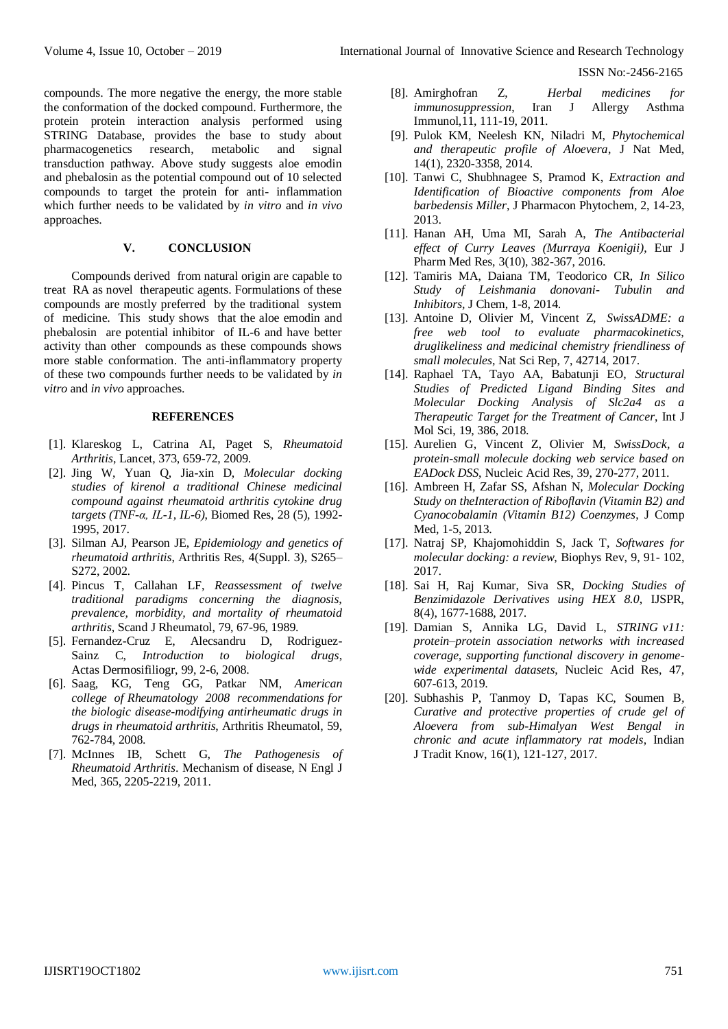compounds. The more negative the energy, the more stable the conformation of the docked compound. Furthermore, the protein protein interaction analysis performed using STRING Database, provides the base to study about pharmacogenetics research, metabolic and signal transduction pathway. Above study suggests aloe emodin and phebalosin as the potential compound out of 10 selected compounds to target the protein for anti- inflammation which further needs to be validated by *in vitro* and *in vivo* approaches.

## V. CONCLUSION

Compounds derived from natural origin are capable to treat RA as novel therapeutic agents. Formulations of these compounds are mostly preferred by the traditional system of medicine. This study shows that the aloe emodin and phebalosin are potential inhibitor of IL-6 and have better activity than other compounds as these compounds shows more stable conformation. The anti-inflammatory property of these two compounds further needs to be validated by *in vitro* and *in vivo* approaches.

## REFERENCES

[1]. Klareskog L, Catrina AI, Paget S, *Rheumatoid Arthritis*, Lancet, 373, 659-72, 2009.

[2]. Jing W, Yuan Q, Jia-xin D, *Molecular docking studies of kirenol a traditional Chinese medicinal compound against rheumatoid arthritis cytokine drug targets (TNF-α, IL-1, IL-6)*, Biomed Res, 28 (5), 1992-1995, 2017.

[3]. Silman AJ, Pearson JE, *Epidemiology and genetics of rheumatoid arthritis*, Arthritis Res, 4(Suppl. 3), S265–S272, 2002.

[4]. Pincus T, Callahan LF, *Reassessment of twelve traditional paradigms concerning the diagnosis, prevalence, morbidity, and mortality of rheumatoid arthritis*, Scand J Rheumatol, 79, 67-96, 1989.

[5]. Fernandez-Cruz E, Alecsandru D, Rodriguez-Sainz C, *Introduction to biological drugs*, Actas Dermosifiliogr, 99, 2-6, 2008.

[6]. Saag, KG, Teng GG, Patkar NM, *American college of Rheumatology 2008 recommendations for the biologic disease-modifying antirheumatic drugs in drugs in rheumatoid arthritis*, Arthritis Rheumatol, 59, 762-784, 2008.

[7]. McInnes IB, Schett G, *The Pathogenesis of Rheumatoid Arthritis*. Mechanism of disease, N Engl J Med, 365, 2205-2219, 2011.

[8]. Amirghofran Z, *Herbal medicines for immunosuppression*, Iran J Allergy Asthma Immunol,11, 111-19, 2011.

[9]. Pulok KM, Neelesh KN, Niladri M, *Phytochemical and therapeutic profile of Aloevera*, J Nat Med, 14(1), 2320-3358, 2014.

[10]. Tanwi C, Shubhnagee S, Pramod K, *Extraction and Identification of Bioactive components from Aloe barbedensis Miller*, J Pharmacon Phytochem, 2, 14-23, 2013.

[11]. Hanan AH, Uma MI, Sarah A, *The Antibacterial effect of Curry Leaves (Murraya Koenigii)*, Eur J Pharm Med Res, 3(10), 382-367, 2016.

[12]. Tamiris MA, Daiana TM, Teodorico CR, *In Silico Study of Leishmania donovani- Tubulin and Inhibitors*, J Chem, 1-8, 2014.

[13]. Antoine D, Olivier M, Vincent Z, *SwissADME: a free web tool to evaluate pharmacokinetics, druglikeliness and medicinal chemistry friendliness of small molecules*, Nat Sci Rep, 7, 42714, 2017.

[14]. Raphael TA, Tayo AA, Babatunji EO, *Structural Studies of Predicted Ligand Binding Sites and Molecular Docking Analysis of Slc2a4 as a Therapeutic Target for the Treatment of Cancer*, Int J Mol Sci, 19, 386, 2018.

[15]. Aurelien G, Vincent Z, Olivier M, *SwissDock, a protein-small molecule docking web service based on EADock DSS*, Nucleic Acid Res, 39, 270-277, 2011.

[16]. Ambreen H, Zafar SS, Afshan N, *Molecular Docking Study on theInteraction of Riboflavin (Vitamin B2) and Cyanocobalamin (Vitamin B12) Coenzymes*, J Comp Med, 1-5, 2013.

[17]. Natraj SP, Khajomohiddin S, Jack T, *Softwares for molecular docking: a review*, Biophys Rev, 9, 91- 102, 2017.

[18]. Sai H, Raj Kumar, Siva SR, *Docking Studies of Benzimidazole Derivatives using HEX 8.0*, IJSPR, 8(4), 1677-1688, 2017.

[19]. Damian S, Annika LG, David L, *STRING v11: protein–protein association networks with increased coverage, supporting functional discovery in genome-wide experimental datasets*, Nucleic Acid Res, 47, 607-613, 2019.

[20]. Subhashis P, Tanmoy D, Tapas KC, Soumen B, *Curative and protective properties of crude gel of Aloevera from sub-Himalyan West Bengal in chronic and acute inflammatory rat models*, Indian J Tradit Know, 16(1), 121-127, 2017.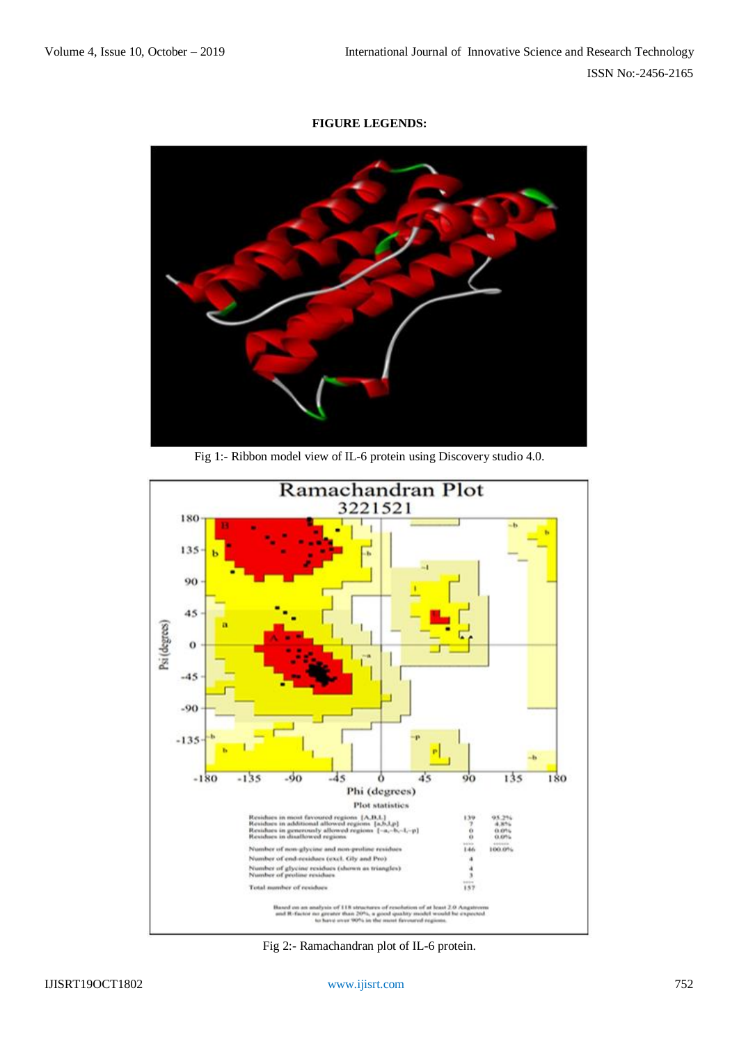**FIGURE LEGENDS:**

Fig 1:- Ribbon model view of IL-6 protein using Discovery studio 4.0.

Fig 2:- Ramachandran plot of IL-6 protein.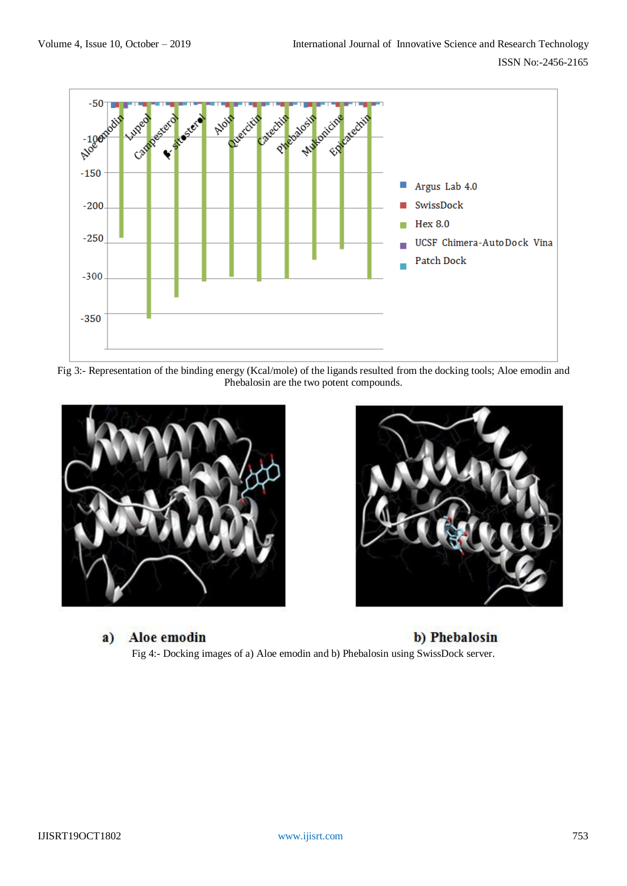Fig 3:- Representation of the binding energy (Kcal/mole) of the ligands resulted from the docking tools; Aloe emodin and Phebalosin are the two potent compounds.

a) Aloe emodin

b) Phebalosin

Fig 4:- Docking images of a) Aloe emodin and b) Phebalosin using SwissDock server.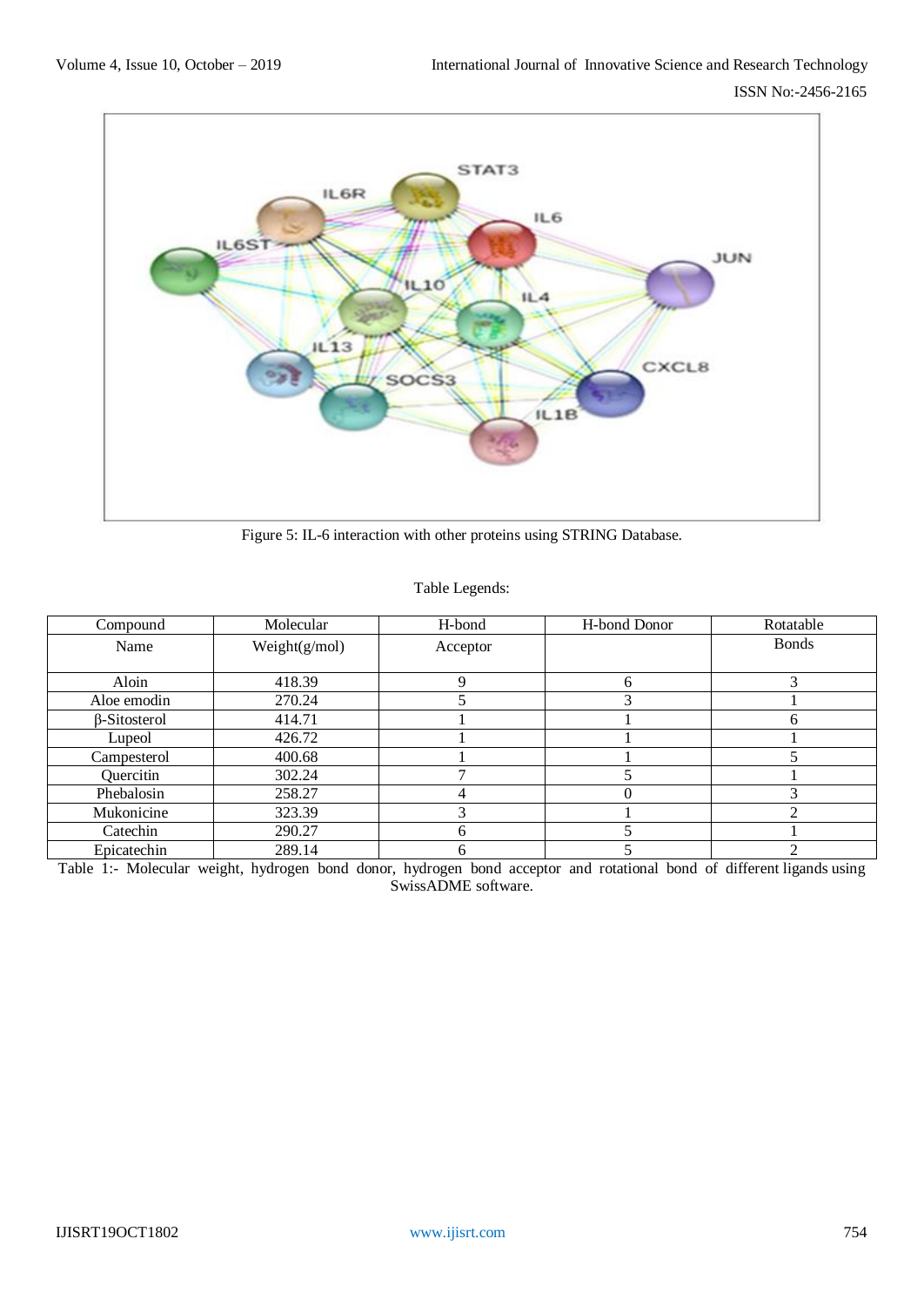Figure 5: IL-6 interaction with other proteins using STRING Database.

Table Legends:

| Compound Name | Molecular Weight(g/mol) | H-bond Acceptor | H-bond Donor | Rotatable Bonds |
|---|---|---|---|---|
| Aloin | 418.39 | 9 | 6 | 3 |
| Aloe emodin | 270.24 | 5 | 3 | 1 |
| β-Sitosterol | 414.71 | 1 | 1 | 6 |
| Lupeol | 426.72 | 1 | 1 | 1 |
| Campesterol | 400.68 | 1 | 1 | 5 |
| Quercitin | 302.24 | 7 | 5 | 1 |
| Phebalosin | 258.27 | 4 | 0 | 3 |
| Mukonicine | 323.39 | 3 | 1 | 2 |
| Catechin | 290.27 | 6 | 5 | 1 |
| Epicatechin | 289.14 | 6 | 5 | 2 |

Table 1:- Molecular weight, hydrogen bond donor, hydrogen bond acceptor and rotational bond of different ligands using SwissADME software.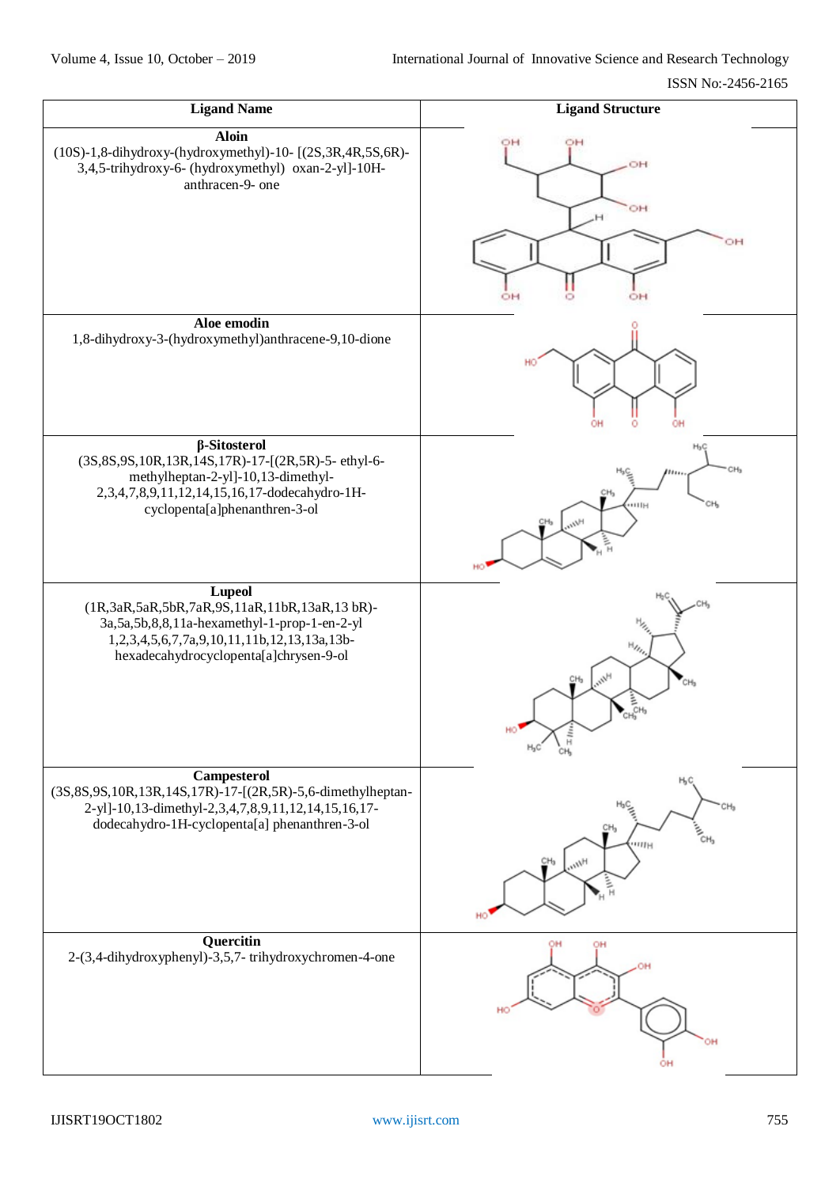| Ligand Name | Ligand Structure |
|---|---|
| **Aloin** (10S)-1,8-dihydroxy-(hydroxymethyl)-10- [(2S,3R,4R,5S,6R)-3,4,5-trihydroxy-6- (hydroxymethyl) oxan-2-yl]-10H-anthracen-9- one | |
| **Aloe emodin** 1,8-dihydroxy-3-(hydroxymethyl)anthracene-9,10-dione | |
| **β-Sitosterol** (3S,8S,9S,10R,13R,14S,17R)-17-[(2R,5R)-5- ethyl-6-methylheptan-2-yl]-10,13-dimethyl-2,3,4,7,8,9,11,12,14,15,16,17-dodecahydro-1H-cyclopenta[a]phenanthren-3-ol | |
| **Lupeol** (1R,3aR,5aR,5bR,7aR,9S,11aR,11bR,13aR,13 bR)-3a,5a,5b,8,8,11a-hexamethyl-1-prop-1-en-2-yl 1,2,3,4,5,6,7,7a,9,10,11,11b,12,13,13a,13b-hexadecahydrocyclopenta[a]chrysen-9-ol | |
| **Campesterol** (3S,8S,9S,10R,13R,14S,17R)-17-[(2R,5R)-5,6-dimethylheptan-2-yl]-10,13-dimethyl-2,3,4,7,8,9,11,12,14,15,16,17-dodecahydro-1H-cyclopenta[a] phenanthren-3-ol | |
| **Quercitin** 2-(3,4-dihydroxyphenyl)-3,5,7- trihydroxychromen-4-one | |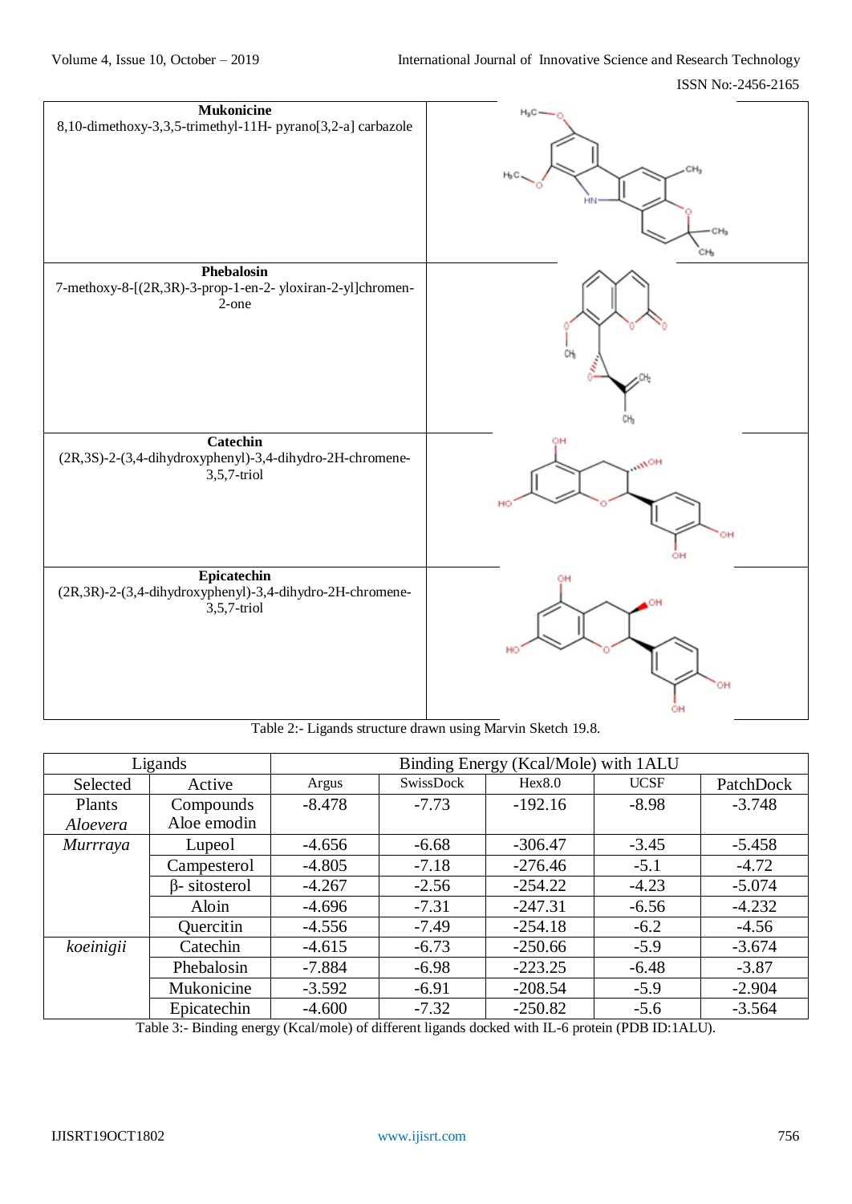| | |
|---|---|
| **Mukonicine**<br>8,10-dimethoxy-3,3,5-trimethyl-11H- pyrano[3,2-a] carbazole | |
| **Phebalosin**<br>7-methoxy-8-[(2R,3R)-3-prop-1-en-2- yloxiran-2-yl]chromen-2-one | |
| **Catechin**<br>(2R,3S)-2-(3,4-dihydroxyphenyl)-3,4-dihydro-2H-chromene-3,5,7-triol | |
| **Epicatechin**<br>(2R,3R)-2-(3,4-dihydroxyphenyl)-3,4-dihydro-2H-chromene-3,5,7-triol | |

Table 2:- Ligands structure drawn using Marvin Sketch 19.8.

| Ligands | | Binding Energy (Kcal/Mole) with 1ALU | | | | |
|---|---|---|---|---|---|---|
| Selected | Active | Argus | SwissDock | Hex8.0 | UCSF | PatchDock |
| Plants *Aloevera* | Compounds Aloe emodin | -8.478 | -7.73 | -192.16 | -8.98 | -3.748 |
| *Murrraya* | Lupeol | -4.656 | -6.68 | -306.47 | -3.45 | -5.458 |
| | Campesterol | -4.805 | -7.18 | -276.46 | -5.1 | -4.72 |
| | β- sitosterol | -4.267 | -2.56 | -254.22 | -4.23 | -5.074 |
| | Aloin | -4.696 | -7.31 | -247.31 | -6.56 | -4.232 |
| | Quercitin | -4.556 | -7.49 | -254.18 | -6.2 | -4.56 |
| *koeinigii* | Catechin | -4.615 | -6.73 | -250.66 | -5.9 | -3.674 |
| | Phebalosin | -7.884 | -6.98 | -223.25 | -6.48 | -3.87 |
| | Mukonicine | -3.592 | -6.91 | -208.54 | -5.9 | -2.904 |
| | Epicatechin | -4.600 | -7.32 | -250.82 | -5.6 | -3.564 |

Table 3:- Binding energy (Kcal/mole) of different ligands docked with IL-6 protein (PDB ID:1ALU).